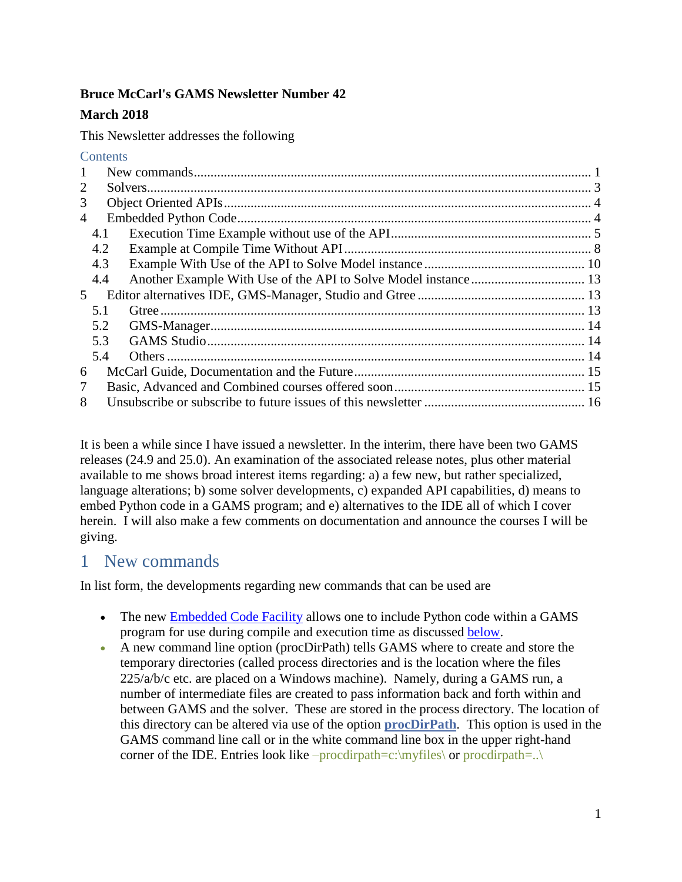**Bruce McCarl's GAMS Newsletter Number 42**

**March 2018**

This Newsletter addresses the following

Contents

1 New commands ..... 1
2 Solvers ..... 3
3 Object Oriented APIs ..... 4
4 Embedded Python Code ..... 4
  4.1 Execution Time Example without use of the API ..... 5
  4.2 Example at Compile Time Without API ..... 8
  4.3 Example With Use of the API to Solve Model instance ..... 10
  4.4 Another Example With Use of the API to Solve Model instance ..... 13
5 Editor alternatives IDE, GMS-Manager, Studio and Gtree ..... 13
  5.1 Gtree ..... 13
  5.2 GMS-Manager ..... 14
  5.3 GAMS Studio ..... 14
  5.4 Others ..... 14
6 McCarl Guide, Documentation and the Future ..... 15
7 Basic, Advanced and Combined courses offered soon ..... 15
8 Unsubscribe or subscribe to future issues of this newsletter ..... 16

It is been a while since I have issued a newsletter. In the interim, there have been two GAMS releases (24.9 and 25.0). An examination of the associated release notes, plus other material available to me shows broad interest items regarding: a) a few new, but rather specialized, language alterations; b) some solver developments, c) expanded API capabilities, d) means to embed Python code in a GAMS program; and e) alternatives to the IDE all of which I cover herein. I will also make a few comments on documentation and announce the courses I will be giving.

# 1 New commands

In list form, the developments regarding new commands that can be used are

- The new Embedded Code Facility allows one to include Python code within a GAMS program for use during compile and execution time as discussed below.
- A new command line option (procDirPath) tells GAMS where to create and store the temporary directories (called process directories and is the location where the files 225/a/b/c etc. are placed on a Windows machine). Namely, during a GAMS run, a number of intermediate files are created to pass information back and forth within and between GAMS and the solver. These are stored in the process directory. The location of this directory can be altered via use of the option **procDirPath**. This option is used in the GAMS command line call or in the white command line box in the upper right-hand corner of the IDE. Entries look like –procdirpath=c:\myfiles\ or procdirpath=..\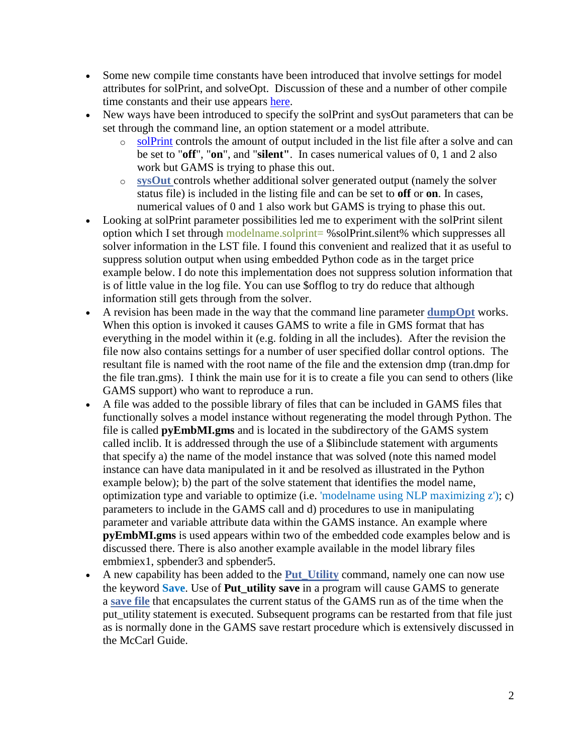- Some new compile time constants have been introduced that involve settings for model attributes for solPrint, and solveOpt. Discussion of these and a number of other compile time constants and their use appears here.
- New ways have been introduced to specify the solPrint and sysOut parameters that can be set through the command line, an option statement or a model attribute.
    - solPrint controls the amount of output included in the list file after a solve and can be set to "**off**", "**on**", and "**silent"**. In cases numerical values of 0, 1 and 2 also work but GAMS is trying to phase this out.
    - **sysOut** controls whether additional solver generated output (namely the solver status file) is included in the listing file and can be set to **off** or **on**. In cases, numerical values of 0 and 1 also work but GAMS is trying to phase this out.
- Looking at solPrint parameter possibilities led me to experiment with the solPrint silent option which I set through modelname.solprint= %solPrint.silent% which suppresses all solver information in the LST file. I found this convenient and realized that it as useful to suppress solution output when using embedded Python code as in the target price example below. I do note this implementation does not suppress solution information that is of little value in the log file. You can use $offlog to try do reduce that although information still gets through from the solver.
- A revision has been made in the way that the command line parameter **dumpOpt** works. When this option is invoked it causes GAMS to write a file in GMS format that has everything in the model within it (e.g. folding in all the includes). After the revision the file now also contains settings for a number of user specified dollar control options. The resultant file is named with the root name of the file and the extension dmp (tran.dmp for the file tran.gms). I think the main use for it is to create a file you can send to others (like GAMS support) who want to reproduce a run.
- A file was added to the possible library of files that can be included in GAMS files that functionally solves a model instance without regenerating the model through Python. The file is called **pyEmbMI.gms** and is located in the subdirectory of the GAMS system called inclib. It is addressed through the use of a $libinclude statement with arguments that specify a) the name of the model instance that was solved (note this named model instance can have data manipulated in it and be resolved as illustrated in the Python example below); b) the part of the solve statement that identifies the model name, optimization type and variable to optimize (i.e. 'modelname using NLP maximizing z'); c) parameters to include in the GAMS call and d) procedures to use in manipulating parameter and variable attribute data within the GAMS instance. An example where **pyEmbMI.gms** is used appears within two of the embedded code examples below and is discussed there. There is also another example available in the model library files embmiex1, spbender3 and spbender5.
- A new capability has been added to the **Put_Utility** command, namely one can now use the keyword **Save**. Use of **Put_utility save** in a program will cause GAMS to generate a **save file** that encapsulates the current status of the GAMS run as of the time when the put_utility statement is executed. Subsequent programs can be restarted from that file just as is normally done in the GAMS save restart procedure which is extensively discussed in the McCarl Guide.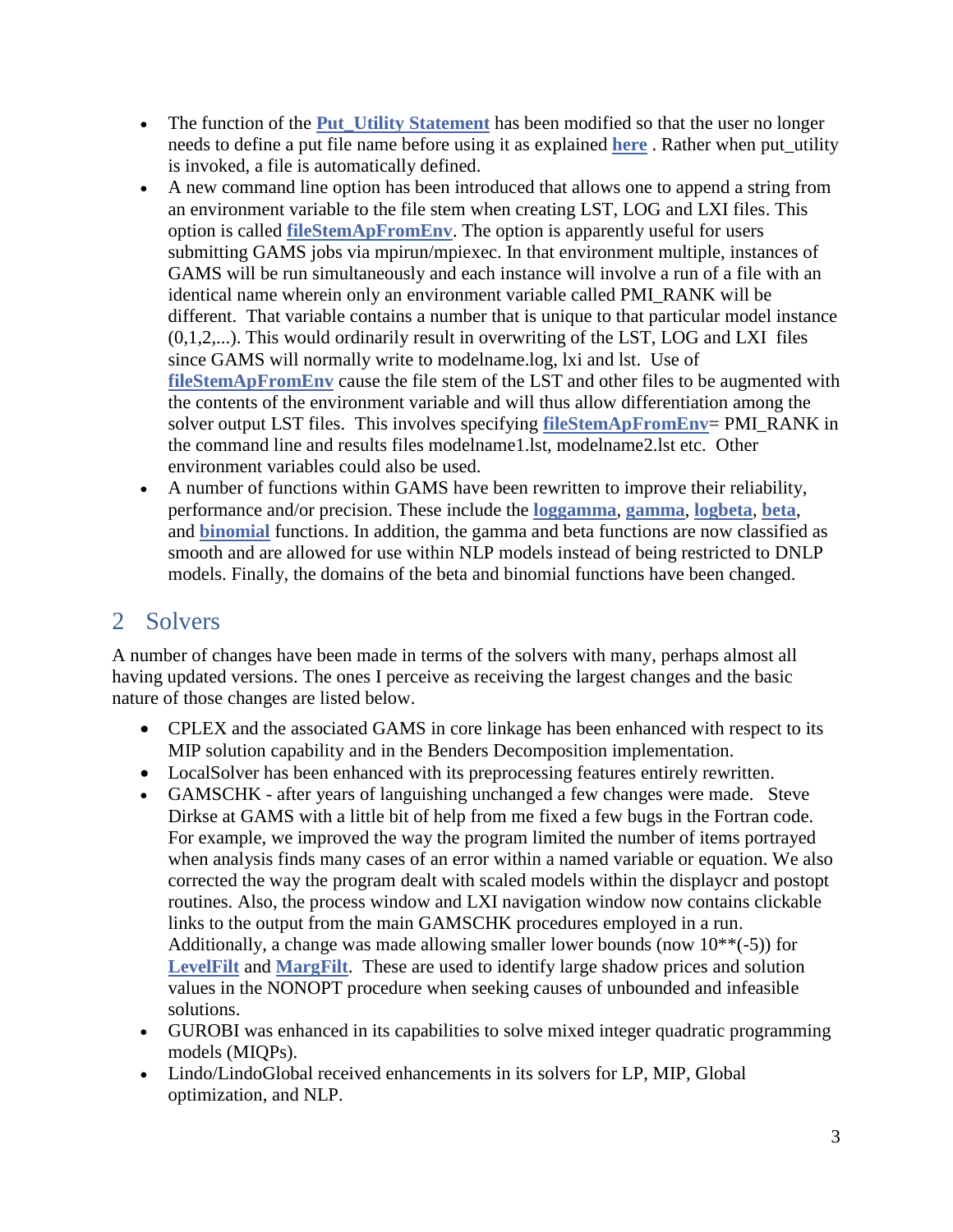- The function of the **Put_Utility Statement** has been modified so that the user no longer needs to define a put file name before using it as explained **here** . Rather when put_utility is invoked, a file is automatically defined.
- A new command line option has been introduced that allows one to append a string from an environment variable to the file stem when creating LST, LOG and LXI files. This option is called **fileStemApFromEnv**. The option is apparently useful for users submitting GAMS jobs via mpirun/mpiexec. In that environment multiple, instances of GAMS will be run simultaneously and each instance will involve a run of a file with an identical name wherein only an environment variable called PMI_RANK will be different. That variable contains a number that is unique to that particular model instance (0,1,2,...). This would ordinarily result in overwriting of the LST, LOG and LXI files since GAMS will normally write to modelname.log, lxi and lst. Use of **fileStemApFromEnv** cause the file stem of the LST and other files to be augmented with the contents of the environment variable and will thus allow differentiation among the solver output LST files. This involves specifying **fileStemApFromEnv**= PMI_RANK in the command line and results files modelname1.lst, modelname2.lst etc. Other environment variables could also be used.
- A number of functions within GAMS have been rewritten to improve their reliability, performance and/or precision. These include the **loggamma**, **gamma**, **logbeta**, **beta**, and **binomial** functions. In addition, the gamma and beta functions are now classified as smooth and are allowed for use within NLP models instead of being restricted to DNLP models. Finally, the domains of the beta and binomial functions have been changed.

# 2 Solvers

A number of changes have been made in terms of the solvers with many, perhaps almost all having updated versions. The ones I perceive as receiving the largest changes and the basic nature of those changes are listed below.

- CPLEX and the associated GAMS in core linkage has been enhanced with respect to its MIP solution capability and in the Benders Decomposition implementation.
- LocalSolver has been enhanced with its preprocessing features entirely rewritten.
- GAMSCHK - after years of languishing unchanged a few changes were made. Steve Dirkse at GAMS with a little bit of help from me fixed a few bugs in the Fortran code. For example, we improved the way the program limited the number of items portrayed when analysis finds many cases of an error within a named variable or equation. We also corrected the way the program dealt with scaled models within the displaycr and postopt routines. Also, the process window and LXI navigation window now contains clickable links to the output from the main GAMSCHK procedures employed in a run. Additionally, a change was made allowing smaller lower bounds (now 10**(-5)) for **LevelFilt** and **MargFilt**. These are used to identify large shadow prices and solution values in the NONOPT procedure when seeking causes of unbounded and infeasible solutions.
- GUROBI was enhanced in its capabilities to solve mixed integer quadratic programming models (MIQPs).
- Lindo/LindoGlobal received enhancements in its solvers for LP, MIP, Global optimization, and NLP.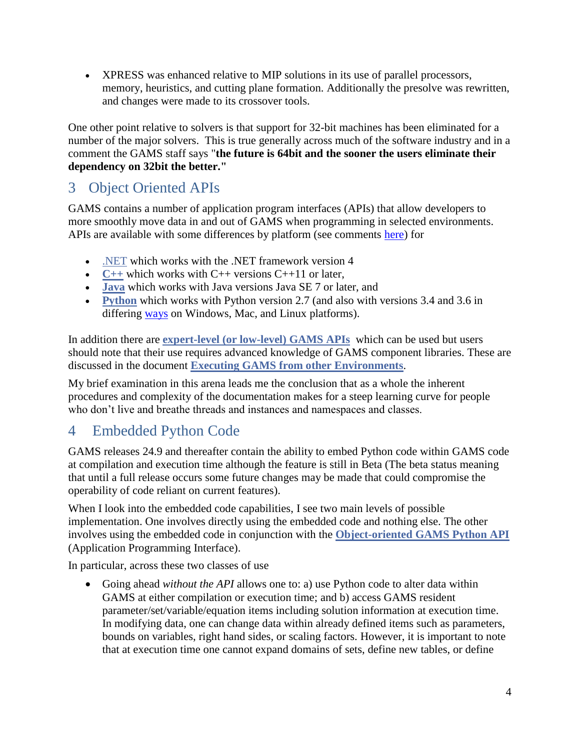- XPRESS was enhanced relative to MIP solutions in its use of parallel processors, memory, heuristics, and cutting plane formation. Additionally the presolve was rewritten, and changes were made to its crossover tools.

One other point relative to solvers is that support for 32-bit machines has been eliminated for a number of the major solvers. This is true generally across much of the software industry and in a comment the GAMS staff says "**the future is 64bit and the sooner the users eliminate their dependency on 32bit the better.**"

## 3 Object Oriented APIs

GAMS contains a number of application program interfaces (APIs) that allow developers to more smoothly move data in and out of GAMS when programming in selected environments. APIs are available with some differences by platform (see comments here) for

- .NET which works with the .NET framework version 4
- **C++** which works with C++ versions C++11 or later,
- **Java** which works with Java versions Java SE 7 or later, and
- **Python** which works with Python version 2.7 (and also with versions 3.4 and 3.6 in differing ways on Windows, Mac, and Linux platforms).

In addition there are **expert-level (or low-level) GAMS APIs** which can be used but users should note that their use requires advanced knowledge of GAMS component libraries. These are discussed in the document **Executing GAMS from other Environments**.

My brief examination in this arena leads me the conclusion that as a whole the inherent procedures and complexity of the documentation makes for a steep learning curve for people who don't live and breathe threads and instances and namespaces and classes.

## 4 Embedded Python Code

GAMS releases 24.9 and thereafter contain the ability to embed Python code within GAMS code at compilation and execution time although the feature is still in Beta (The beta status meaning that until a full release occurs some future changes may be made that could compromise the operability of code reliant on current features).

When I look into the embedded code capabilities, I see two main levels of possible implementation. One involves directly using the embedded code and nothing else. The other involves using the embedded code in conjunction with the **Object-oriented GAMS Python API** (Application Programming Interface).

In particular, across these two classes of use

- Going ahead *without the API* allows one to: a) use Python code to alter data within GAMS at either compilation or execution time; and b) access GAMS resident parameter/set/variable/equation items including solution information at execution time. In modifying data, one can change data within already defined items such as parameters, bounds on variables, right hand sides, or scaling factors. However, it is important to note that at execution time one cannot expand domains of sets, define new tables, or define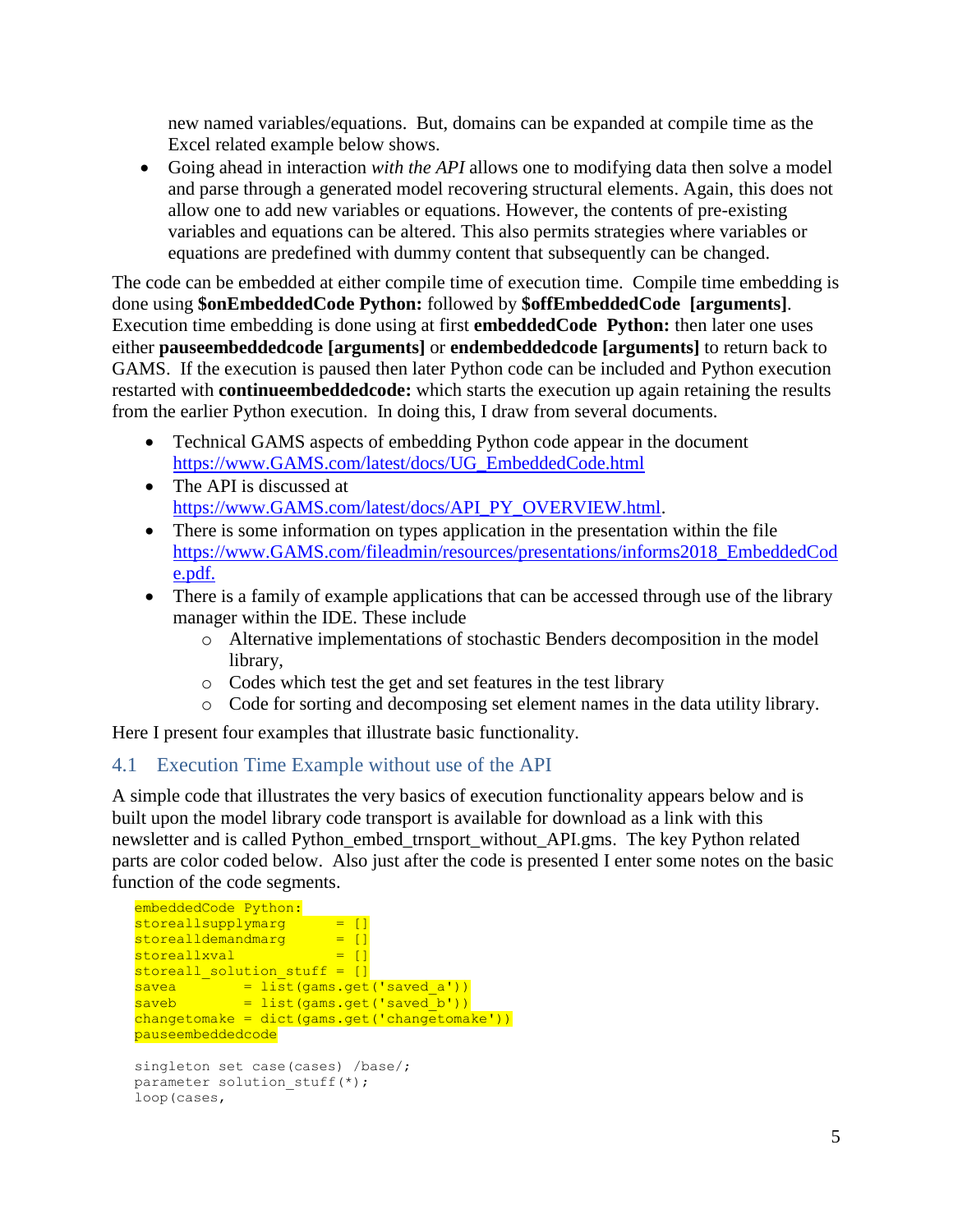new named variables/equations. But, domains can be expanded at compile time as the Excel related example below shows.

- Going ahead in interaction *with the API* allows one to modifying data then solve a model and parse through a generated model recovering structural elements. Again, this does not allow one to add new variables or equations. However, the contents of pre-existing variables and equations can be altered. This also permits strategies where variables or equations are predefined with dummy content that subsequently can be changed.

The code can be embedded at either compile time of execution time. Compile time embedding is done using **$onEmbeddedCode Python:** followed by **$offEmbeddedCode [arguments]**. Execution time embedding is done using at first **embeddedCode Python:** then later one uses either **pauseembeddedcode [arguments]** or **endembeddedcode [arguments]** to return back to GAMS. If the execution is paused then later Python code can be included and Python execution restarted with **continueembeddedcode:** which starts the execution up again retaining the results from the earlier Python execution. In doing this, I draw from several documents.

- Technical GAMS aspects of embedding Python code appear in the document https://www.GAMS.com/latest/docs/UG_EmbeddedCode.html
- The API is discussed at https://www.GAMS.com/latest/docs/API_PY_OVERVIEW.html.
- There is some information on types application in the presentation within the file https://www.GAMS.com/fileadmin/resources/presentations/informs2018_EmbeddedCode.pdf.
- There is a family of example applications that can be accessed through use of the library manager within the IDE. These include
    - Alternative implementations of stochastic Benders decomposition in the model library,
    - Codes which test the get and set features in the test library
    - Code for sorting and decomposing set element names in the data utility library.

Here I present four examples that illustrate basic functionality.

## 4.1 Execution Time Example without use of the API

A simple code that illustrates the very basics of execution functionality appears below and is built upon the model library code transport is available for download as a link with this newsletter and is called Python_embed_trnsport_without_API.gms. The key Python related parts are color coded below. Also just after the code is presented I enter some notes on the basic function of the code segments.

```
embeddedCode Python:
storeallsupplymarg      = []
storealldemandmarg      = []
storeallxval            = []
storeall_solution_stuff = []
savea        = list(gams.get('saved_a'))
saveb        = list(gams.get('saved_b'))
changetomake = dict(gams.get('changetomake'))
pauseembeddedcode

singleton set case(cases) /base/;
parameter solution_stuff(*);
loop(cases,
```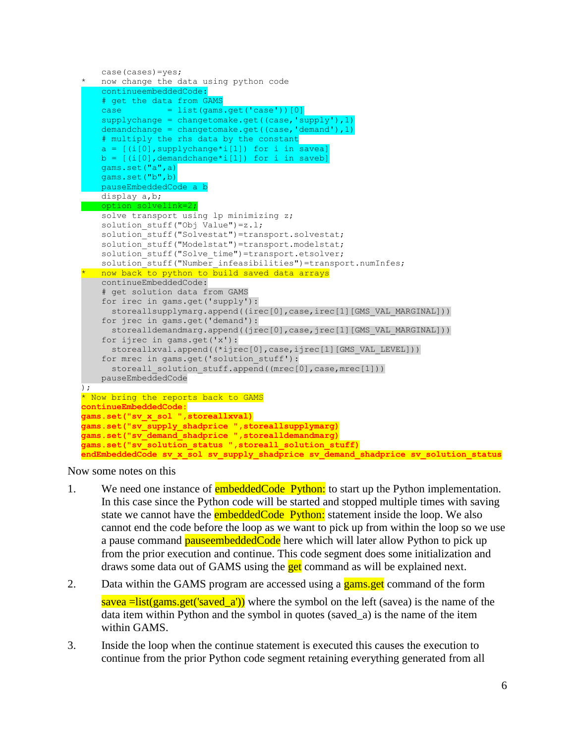```
    case(cases)=yes;
*   now change the data using python code
    continueembeddedCode:
    # get the data from GAMS
    case         = list(gams.get('case'))[0]
    supplychange = changetomake.get((case,'supply'),1)
    demandchange = changetomake.get((case,'demand'),1)
    # multiply the rhs data by the constant
    a = [(i[0],supplychange*i[1]) for i in savea]
    b = [(i[0],demandchange*i[1]) for i in saveb]
    gams.set("a",a)
    gams.set("b",b)
    pauseEmbeddedCode a b
    display a,b;
    option solvelink=2;
    solve transport using lp minimizing z;
    solution_stuff("Obj Value")=z.l;
    solution_stuff("Solvestat")=transport.solvestat;
    solution_stuff("Modelstat")=transport.modelstat;
    solution_stuff("Solve_time")=transport.etsolver;
    solution_stuff("Number_infeasibilities")=transport.numInfes;
*   now back to python to build saved data arrays
    continueEmbeddedCode:
    # get solution data from GAMS
    for irec in gams.get('supply'):
      storeallsupplymarg.append((irec[0],case,irec[1][GMS_VAL_MARGINAL]))
    for jrec in gams.get('demand'):
      storealldemandmarg.append((jrec[0],case,jrec[1][GMS_VAL_MARGINAL]))
    for ijrec in gams.get('x'):
      storeallxval.append((*ijrec[0],case,ijrec[1][GMS_VAL_LEVEL]))
    for mrec in gams.get('solution_stuff'):
      storeall_solution_stuff.append((mrec[0],case,mrec[1]))
    pauseEmbeddedCode
);
* Now bring the reports back to GAMS
continueEmbeddedCode:
gams.set("sv_x_sol ",storeallxval)
gams.set("sv_supply_shadprice ",storeallsupplymarg)
gams.set("sv_demand_shadprice ",storealldemandmarg)
gams.set("sv_solution_status ",storeall_solution_stuff)
endEmbeddedCode sv_x_sol sv_supply_shadprice sv_demand_shadprice sv_solution_status
```

Now some notes on this

1. We need one instance of embeddedCode Python: to start up the Python implementation. In this case since the Python code will be started and stopped multiple times with saving state we cannot have the embeddedCode Python: statement inside the loop. We also cannot end the code before the loop as we want to pick up from within the loop so we use a pause command pauseembeddedCode here which will later allow Python to pick up from the prior execution and continue. This code segment does some initialization and draws some data out of GAMS using the get command as will be explained next.

2. Data within the GAMS program are accessed using a gams.get command of the form

   savea =list(gams.get('saved_a')) where the symbol on the left (savea) is the name of the data item within Python and the symbol in quotes (saved_a) is the name of the item within GAMS.

3. Inside the loop when the continue statement is executed this causes the execution to continue from the prior Python code segment retaining everything generated from all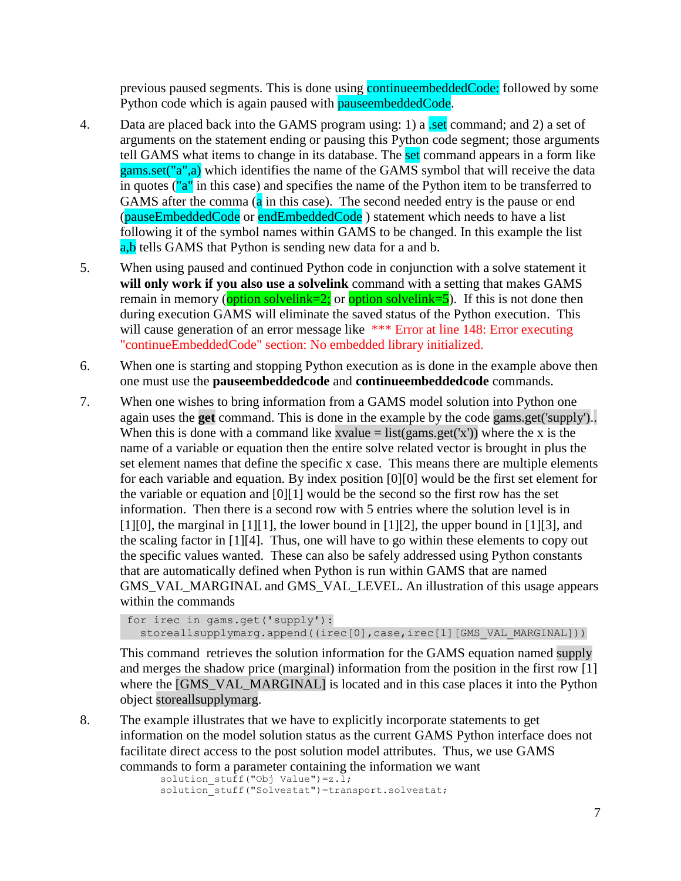previous paused segments. This is done using continueembeddedCode: followed by some Python code which is again paused with pauseembeddedCode.

4. Data are placed back into the GAMS program using: 1) a .set command; and 2) a set of arguments on the statement ending or pausing this Python code segment; those arguments tell GAMS what items to change in its database. The set command appears in a form like gams.set("a",a) which identifies the name of the GAMS symbol that will receive the data in quotes ("a" in this case) and specifies the name of the Python item to be transferred to GAMS after the comma (a in this case). The second needed entry is the pause or end (pauseEmbeddedCode or endEmbeddedCode ) statement which needs to have a list following it of the symbol names within GAMS to be changed. In this example the list a,b tells GAMS that Python is sending new data for a and b.

5. When using paused and continued Python code in conjunction with a solve statement it **will only work if you also use a solvelink** command with a setting that makes GAMS remain in memory (option solvelink=2; or option solvelink=5). If this is not done then during execution GAMS will eliminate the saved status of the Python execution. This will cause generation of an error message like *** Error at line 148: Error executing "continueEmbeddedCode" section: No embedded library initialized.

6. When one is starting and stopping Python execution as is done in the example above then one must use the **pauseembeddedcode** and **continueembeddedcode** commands.

7. When one wishes to bring information from a GAMS model solution into Python one again uses the **get** command. This is done in the example by the code gams.get('supply').. When this is done with a command like xvalue = list(gams.get('x')) where the x is the name of a variable or equation then the entire solve related vector is brought in plus the set element names that define the specific x case. This means there are multiple elements for each variable and equation. By index position [0][0] would be the first set element for the variable or equation and [0][1] would be the second so the first row has the set information. Then there is a second row with 5 entries where the solution level is in [1][0], the marginal in [1][1], the lower bound in [1][2], the upper bound in [1][3], and the scaling factor in [1][4]. Thus, one will have to go within these elements to copy out the specific values wanted. These can also be safely addressed using Python constants that are automatically defined when Python is run within GAMS that are named GMS_VAL_MARGINAL and GMS_VAL_LEVEL. An illustration of this usage appears within the commands

```
for irec in gams.get('supply'):
  storeallsupplymarg.append((irec[0],case,irec[1][GMS_VAL_MARGINAL]))
```

This command retrieves the solution information for the GAMS equation named supply and merges the shadow price (marginal) information from the position in the first row [1] where the [GMS_VAL_MARGINAL] is located and in this case places it into the Python object storeallsupplymarg.

8. The example illustrates that we have to explicitly incorporate statements to get information on the model solution status as the current GAMS Python interface does not facilitate direct access to the post solution model attributes. Thus, we use GAMS commands to form a parameter containing the information we want

```
solution_stuff("Obj Value")=z.l;
solution_stuff("Solvestat")=transport.solvestat;
```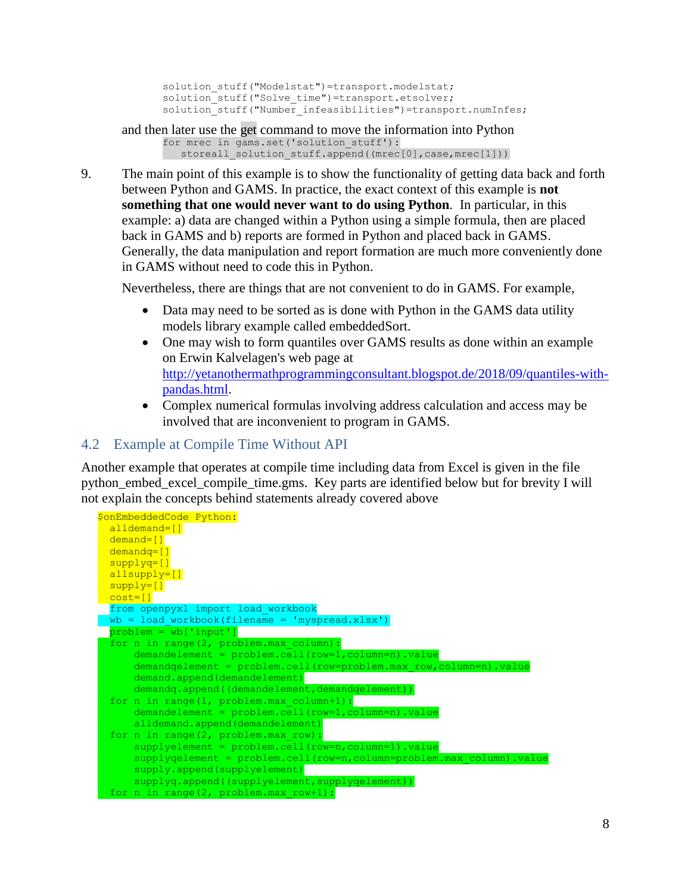```
solution_stuff("Modelstat")=transport.modelstat;
solution_stuff("Solve_time")=transport.etsolver;
solution_stuff("Number_infeasibilities")=transport.numInfes;
```

and then later use the get command to move the information into Python

```
for mrec in gams.set('solution_stuff'):
   storeall_solution_stuff.append((mrec[0],case,mrec[1]))
```

9. The main point of this example is to show the functionality of getting data back and forth between Python and GAMS. In practice, the exact context of this example is **not something that one would never want to do using Python**. In particular, in this example: a) data are changed within a Python using a simple formula, then are placed back in GAMS and b) reports are formed in Python and placed back in GAMS. Generally, the data manipulation and report formation are much more conveniently done in GAMS without need to code this in Python.

   Nevertheless, there are things that are not convenient to do in GAMS. For example,

   - Data may need to be sorted as is done with Python in the GAMS data utility models library example called embeddedSort.
   - One may wish to form quantiles over GAMS results as done within an example on Erwin Kalvelagen's web page at http://yetanothermathprogrammingconsultant.blogspot.de/2018/09/quantiles-with-pandas.html.
   - Complex numerical formulas involving address calculation and access may be involved that are inconvenient to program in GAMS.

## 4.2 Example at Compile Time Without API

Another example that operates at compile time including data from Excel is given in the file python_embed_excel_compile_time.gms. Key parts are identified below but for brevity I will not explain the concepts behind statements already covered above

```
$onEmbeddedCode Python:
  alldemand=[]
  demand=[]
  demandq=[]
  supplyq=[]
  allsupply=[]
  supply=[]
  cost=[]
  from openpyxl import load_workbook
  wb = load_workbook(filename = 'myspread.xlsx')
  problem = wb['input']
  for n in range(2, problem.max_column):
      demandelement = problem.cell(row=1,column=n).value
      demandqelement = problem.cell(row=problem.max_row,column=n).value
      demand.append(demandelement)
      demandq.append((demandelement,demandqelement))
  for n in range(1, problem.max_column+1):
      demandelement = problem.cell(row=1,column=n).value
      alldemand.append(demandelement)
  for n in range(2, problem.max_row):
      supplyelement = problem.cell(row=n,column=1).value
      supplyqelement = problem.cell(row=n,column=problem.max_column).value
      supply.append(supplyelement)
      supplyq.append((supplyelement,supplyqelement))
  for n in range(2, problem.max_row+1):
```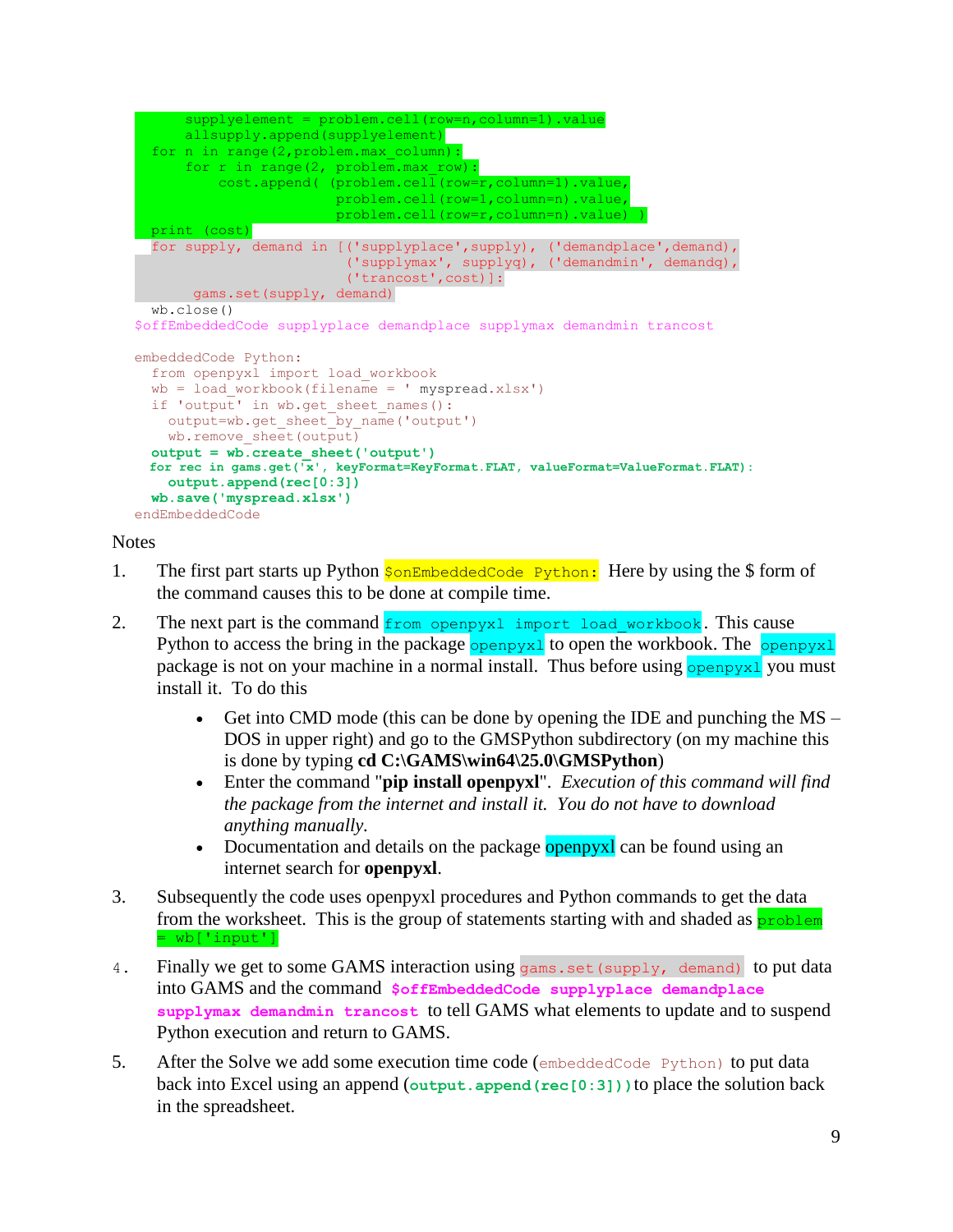```
      supplyelement = problem.cell(row=n,column=1).value
      allsupply.append(supplyelement)
  for n in range(2,problem.max_column):
      for r in range(2, problem.max_row):
          cost.append( (problem.cell(row=r,column=1).value,
                        problem.cell(row=1,column=n).value,
                        problem.cell(row=r,column=n).value) )
  print (cost)
  for supply, demand in [('supplyplace',supply), ('demandplace',demand),
                         ('supplymax', supplyq), ('demandmin', demandq),
                         ('trancost',cost)]:
       gams.set(supply, demand)
  wb.close()
$offEmbeddedCode supplyplace demandplace supplymax demandmin trancost

embeddedCode Python:
  from openpyxl import load_workbook
  wb = load_workbook(filename = ' myspread.xlsx')
  if 'output' in wb.get_sheet_names():
    output=wb.get_sheet_by_name('output')
    wb.remove_sheet(output)
  output = wb.create_sheet('output')
  for rec in gams.get('x', keyFormat=KeyFormat.FLAT, valueFormat=ValueFormat.FLAT):
    output.append(rec[0:3])
  wb.save('myspread.xlsx')
endEmbeddedCode
```

Notes

1. The first part starts up Python `$onEmbeddedCode Python:` Here by using the $ form of the command causes this to be done at compile time.

2. The next part is the command `from openpyxl import load_workbook`. This cause Python to access the bring in the package `openpyxl` to open the workbook. The `openpyxl` package is not on your machine in a normal install. Thus before using `openpyxl` you must install it. To do this

   - Get into CMD mode (this can be done by opening the IDE and punching the MS – DOS in upper right) and go to the GMSPython subdirectory (on my machine this is done by typing **cd C:\GAMS\win64\25.0\GMSPython**)
   - Enter the command "**pip install openpyxl**". *Execution of this command will find the package from the internet and install it. You do not have to download anything manually.*
   - Documentation and details on the package openpyxl can be found using an internet search for **openpyxl**.

3. Subsequently the code uses openpyxl procedures and Python commands to get the data from the worksheet. This is the group of statements starting with and shaded as `problem = wb['input']`

4. Finally we get to some GAMS interaction using `gams.set(supply, demand)` to put data into GAMS and the command **`$offEmbeddedCode supplyplace demandplace supplymax demandmin trancost`** to tell GAMS what elements to update and to suspend Python execution and return to GAMS.

5. After the Solve we add some execution time code (`embeddedCode Python)` to put data back into Excel using an append (**`output.append(rec[0:3])`**) to place the solution back in the spreadsheet.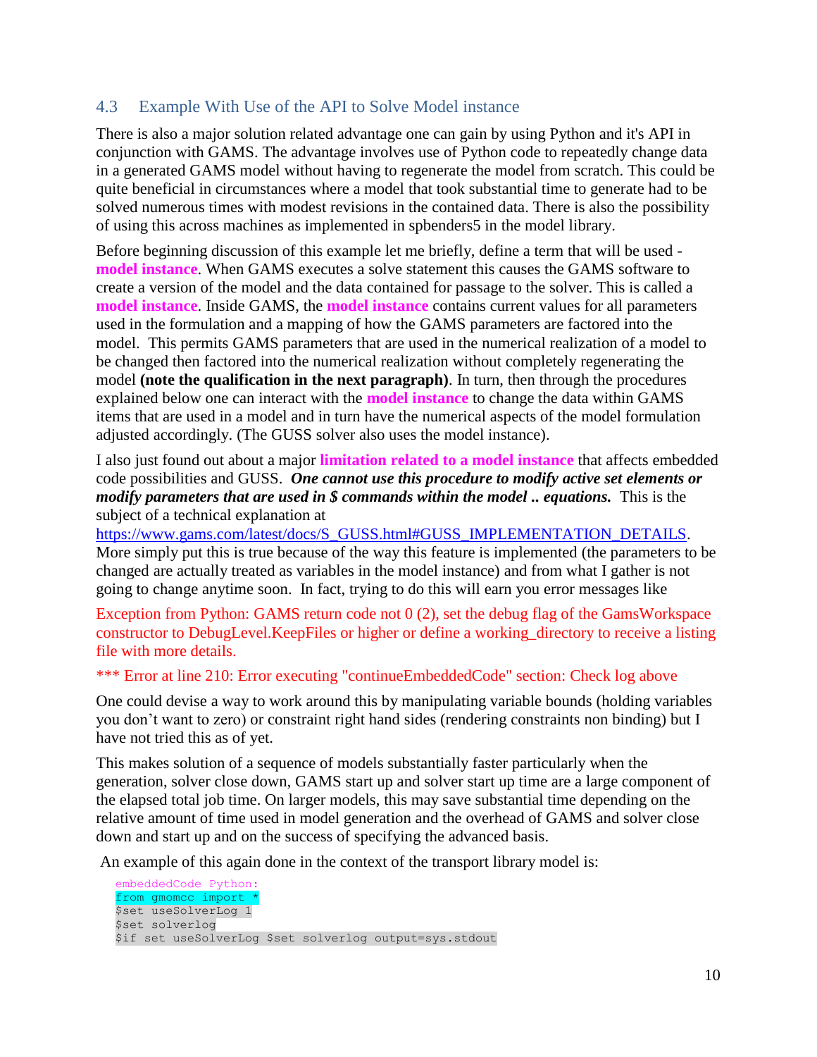## 4.3 Example With Use of the API to Solve Model instance

There is also a major solution related advantage one can gain by using Python and it's API in conjunction with GAMS. The advantage involves use of Python code to repeatedly change data in a generated GAMS model without having to regenerate the model from scratch. This could be quite beneficial in circumstances where a model that took substantial time to generate had to be solved numerous times with modest revisions in the contained data. There is also the possibility of using this across machines as implemented in spbenders5 in the model library.

Before beginning discussion of this example let me briefly, define a term that will be used - **model instance**. When GAMS executes a solve statement this causes the GAMS software to create a version of the model and the data contained for passage to the solver. This is called a **model instance**. Inside GAMS, the **model instance** contains current values for all parameters used in the formulation and a mapping of how the GAMS parameters are factored into the model. This permits GAMS parameters that are used in the numerical realization of a model to be changed then factored into the numerical realization without completely regenerating the model **(note the qualification in the next paragraph)**. In turn, then through the procedures explained below one can interact with the **model instance** to change the data within GAMS items that are used in a model and in turn have the numerical aspects of the model formulation adjusted accordingly. (The GUSS solver also uses the model instance).

I also just found out about a major **limitation related to a model instance** that affects embedded code possibilities and GUSS. ***One cannot use this procedure to modify active set elements or modify parameters that are used in $ commands within the model .. equations.*** This is the subject of a technical explanation at https://www.gams.com/latest/docs/S_GUSS.html#GUSS_IMPLEMENTATION_DETAILS. More simply put this is true because of the way this feature is implemented (the parameters to be changed are actually treated as variables in the model instance) and from what I gather is not going to change anytime soon. In fact, trying to do this will earn you error messages like

Exception from Python: GAMS return code not 0 (2), set the debug flag of the GamsWorkspace constructor to DebugLevel.KeepFiles or higher or define a working_directory to receive a listing file with more details.

*** Error at line 210: Error executing "continueEmbeddedCode" section: Check log above

One could devise a way to work around this by manipulating variable bounds (holding variables you don't want to zero) or constraint right hand sides (rendering constraints non binding) but I have not tried this as of yet.

This makes solution of a sequence of models substantially faster particularly when the generation, solver close down, GAMS start up and solver start up time are a large component of the elapsed total job time. On larger models, this may save substantial time depending on the relative amount of time used in model generation and the overhead of GAMS and solver close down and start up and on the success of specifying the advanced basis.

An example of this again done in the context of the transport library model is:

```
embeddedCode Python:
from gmomcc import *
$set useSolverLog 1
$set solverlog
$if set useSolverLog $set solverlog output=sys.stdout
```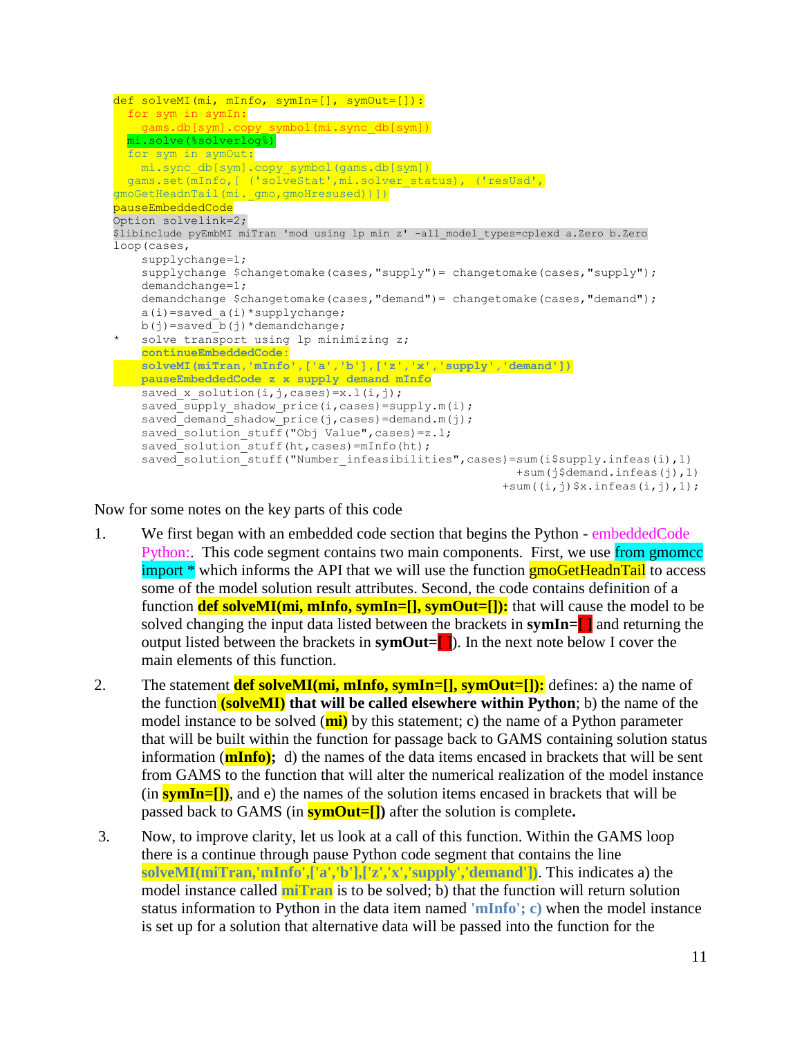```
def solveMI(mi, mInfo, symIn=[], symOut=[]):
  for sym in symIn:
    gams.db[sym].copy_symbol(mi.sync_db[sym])
  mi.solve(%solverlog%)
  for sym in symOut:
    mi.sync_db[sym].copy_symbol(gams.db[sym])
  gams.set(mInfo,[ ('solveStat',mi.solver_status), ('resUsd',
gmoGetHeadnTail(mi._gmo,gmoHresused))])
pauseEmbeddedCode
Option solvelink=2;
$libinclude pyEmbMI miTran 'mod using lp min z' -all_model_types=cplexd a.Zero b.Zero
loop(cases,
    supplychange=1;
    supplychange $changetomake(cases,"supply")= changetomake(cases,"supply");
    demandchange=1;
    demandchange $changetomake(cases,"demand")= changetomake(cases,"demand");
    a(i)=saved_a(i)*supplychange;
    b(j)=saved_b(j)*demandchange;
*   solve transport using lp minimizing z;
    continueEmbeddedCode:
    solveMI(miTran,'mInfo',['a','b'],['z','x','supply','demand'])
    pauseEmbeddedCode z x supply demand mInfo
    saved_x_solution(i,j,cases)=x.l(i,j);
    saved_supply_shadow_price(i,cases)=supply.m(i);
    saved_demand_shadow_price(j,cases)=demand.m(j);
    saved_solution_stuff("Obj Value",cases)=z.l;
    saved_solution_stuff(ht,cases)=mInfo(ht);
    saved_solution_stuff("Number_infeasibilities",cases)=sum(i$supply.infeas(i),1)
                                                     +sum(j$demand.infeas(j),1)
                                                   +sum((i,j)$x.infeas(i,j),1);
```

Now for some notes on the key parts of this code

1. We first began with an embedded code section that begins the Python - embeddedCode Python:. This code segment contains two main components. First, we use from gmomcc import * which informs the API that we will use the function gmoGetHeadnTail to access some of the model solution result attributes. Second, the code contains definition of a function **def solveMI(mi, mInfo, symIn=[], symOut=[]):** that will cause the model to be solved changing the input data listed between the brackets in **symIn=[ ]** and returning the output listed between the brackets in **symOut=[ ]**). In the next note below I cover the main elements of this function.

2. The statement **def solveMI(mi, mInfo, symIn=[], symOut=[]):** defines: a) the name of the function **(solveMI) that will be called elsewhere within Python**; b) the name of the model instance to be solved (**mi)** by this statement; c) the name of a Python parameter that will be built within the function for passage back to GAMS containing solution status information (**mInfo);** d) the names of the data items encased in brackets that will be sent from GAMS to the function that will alter the numerical realization of the model instance (in **symIn=[]**), and e) the names of the solution items encased in brackets that will be passed back to GAMS (in **symOut=[]**) after the solution is complete**.**

3. Now, to improve clarity, let us look at a call of this function. Within the GAMS loop there is a continue through pause Python code segment that contains the line **solveMI(miTran,'mInfo',['a','b'],['z','x','supply','demand'])**. This indicates a) the model instance called **miTran** is to be solved; b) that the function will return solution status information to Python in the data item named **'mInfo'; c)** when the model instance is set up for a solution that alternative data will be passed into the function for the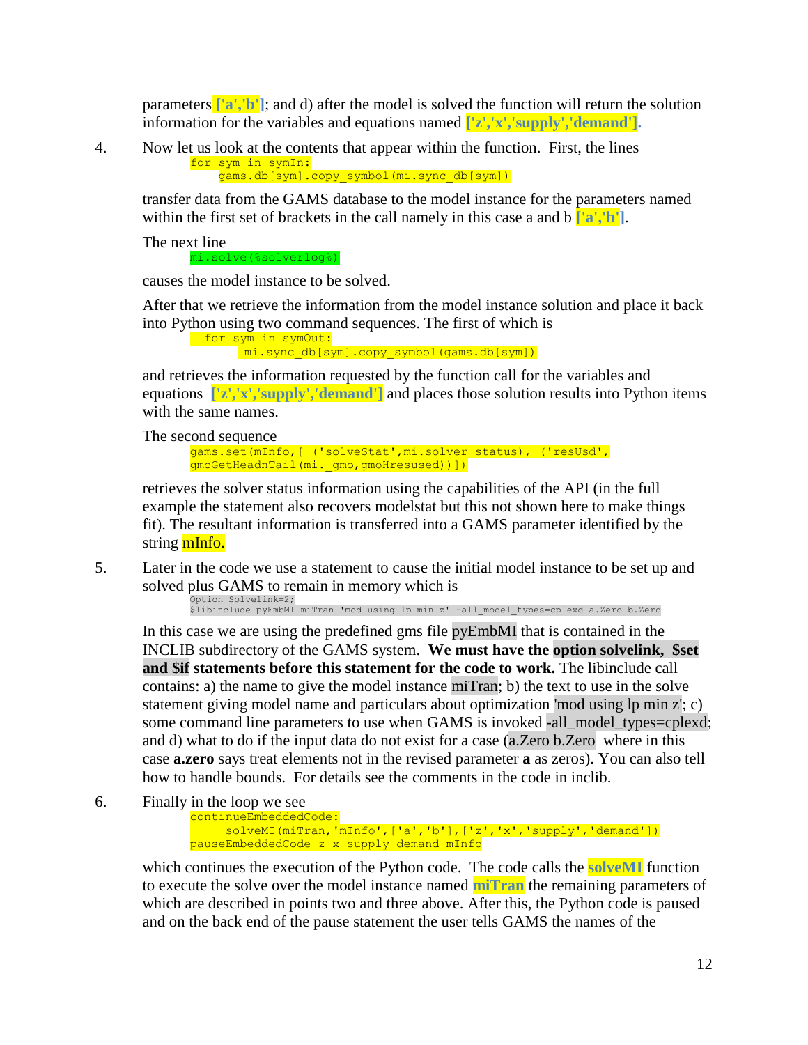parameters ['a','b']; and d) after the model is solved the function will return the solution information for the variables and equations named ['z','x','supply','demand'].

4. Now let us look at the contents that appear within the function. First, the lines

```
for sym in symIn:
    gams.db[sym].copy_symbol(mi.sync_db[sym])
```

transfer data from the GAMS database to the model instance for the parameters named within the first set of brackets in the call namely in this case a and b ['a','b'].

The next line

```
mi.solve(%solverlog%)
```

causes the model instance to be solved.

After that we retrieve the information from the model instance solution and place it back into Python using two command sequences. The first of which is

```
  for sym in symOut:
      mi.sync_db[sym].copy_symbol(gams.db[sym])
```

and retrieves the information requested by the function call for the variables and equations ['z','x','supply','demand'] and places those solution results into Python items with the same names.

The second sequence

```
gams.set(mInfo,[ ('solveStat',mi.solver_status), ('resUsd',
gmoGetHeadnTail(mi._gmo,gmoHresused))])
```

retrieves the solver status information using the capabilities of the API (in the full example the statement also recovers modelstat but this not shown here to make things fit). The resultant information is transferred into a GAMS parameter identified by the string mInfo.

5. Later in the code we use a statement to cause the initial model instance to be set up and solved plus GAMS to remain in memory which is

```
Option Solvelink=2;
$libinclude pyEmbMI miTran 'mod using lp min z' -all_model_types=cplexd a.Zero b.Zero
```

In this case we are using the predefined gms file pyEmbMI that is contained in the INCLIB subdirectory of the GAMS system. **We must have the option solvelink, $set and $if statements before this statement for the code to work.** The libinclude call contains: a) the name to give the model instance miTran; b) the text to use in the solve statement giving model name and particulars about optimization 'mod using lp min z'; c) some command line parameters to use when GAMS is invoked -all_model_types=cplexd; and d) what to do if the input data do not exist for a case (a.Zero b.Zero where in this case **a.zero** says treat elements not in the revised parameter **a** as zeros). You can also tell how to handle bounds. For details see the comments in the code in inclib.

6. Finally in the loop we see

```
continueEmbeddedCode:
    solveMI(miTran,'mInfo',['a','b'],['z','x','supply','demand'])
pauseEmbeddedCode z x supply demand mInfo
```

which continues the execution of the Python code. The code calls the **solveMI** function to execute the solve over the model instance named **miTran** the remaining parameters of which are described in points two and three above. After this, the Python code is paused and on the back end of the pause statement the user tells GAMS the names of the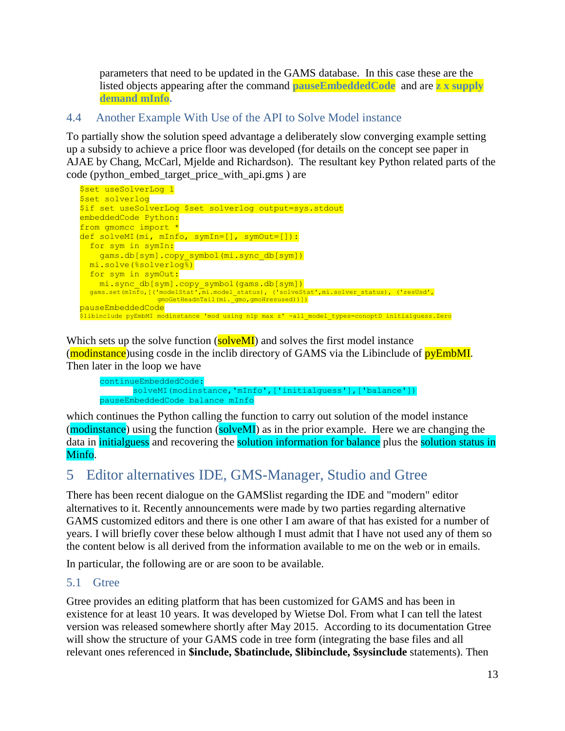parameters that need to be updated in the GAMS database. In this case these are the listed objects appearing after the command **pauseEmbeddedCode** and are **z x supply demand mInfo**.

## 4.4 Another Example With Use of the API to Solve Model instance

To partially show the solution speed advantage a deliberately slow converging example setting up a subsidy to achieve a price floor was developed (for details on the concept see paper in AJAE by Chang, McCarl, Mjelde and Richardson). The resultant key Python related parts of the code (python_embed_target_price_with_api.gms ) are

```
$set useSolverLog 1
$set solverlog
$if set useSolverLog $set solverlog output=sys.stdout
embeddedCode Python:
from gmomcc import *
def solveMI(mi, mInfo, symIn=[], symOut=[]):
  for sym in symIn:
    gams.db[sym].copy_symbol(mi.sync_db[sym])
  mi.solve(%solverlog%)
  for sym in symOut:
    mi.sync_db[sym].copy_symbol(gams.db[sym])
  gams.set(mInfo,[('modelStat',mi.model_status), ('solveStat',mi.solver_status), ('resUsd',
                  gmoGetHeadnTail(mi._gmo,gmoHresused))])
pauseEmbeddedCode
$libinclude pyEmbMI modinstance 'mod using nlp max z' -all_model_types=conoptD initialguess.Zero
```

Which sets up the solve function (solveMI) and solves the first model instance (modinstance)using cosde in the inclib directory of GAMS via the Libinclude of pyEmbMI. Then later in the loop we have

```
continueEmbeddedCode:
        solveMI(modinstance,'mInfo',['initialguess'],['balance'])
pauseEmbeddedCode balance mInfo
```

which continues the Python calling the function to carry out solution of the model instance (modinstance) using the function (solveMI) as in the prior example. Here we are changing the data in initialguess and recovering the solution information for balance plus the solution status in Minfo.

# 5 Editor alternatives IDE, GMS-Manager, Studio and Gtree

There has been recent dialogue on the GAMSlist regarding the IDE and "modern" editor alternatives to it. Recently announcements were made by two parties regarding alternative GAMS customized editors and there is one other I am aware of that has existed for a number of years. I will briefly cover these below although I must admit that I have not used any of them so the content below is all derived from the information available to me on the web or in emails.

In particular, the following are or are soon to be available.

## 5.1 Gtree

Gtree provides an editing platform that has been customized for GAMS and has been in existence for at least 10 years. It was developed by Wietse Dol. From what I can tell the latest version was released somewhere shortly after May 2015. According to its documentation Gtree will show the structure of your GAMS code in tree form (integrating the base files and all relevant ones referenced in **$include, $batinclude, $libinclude, $sysinclude** statements). Then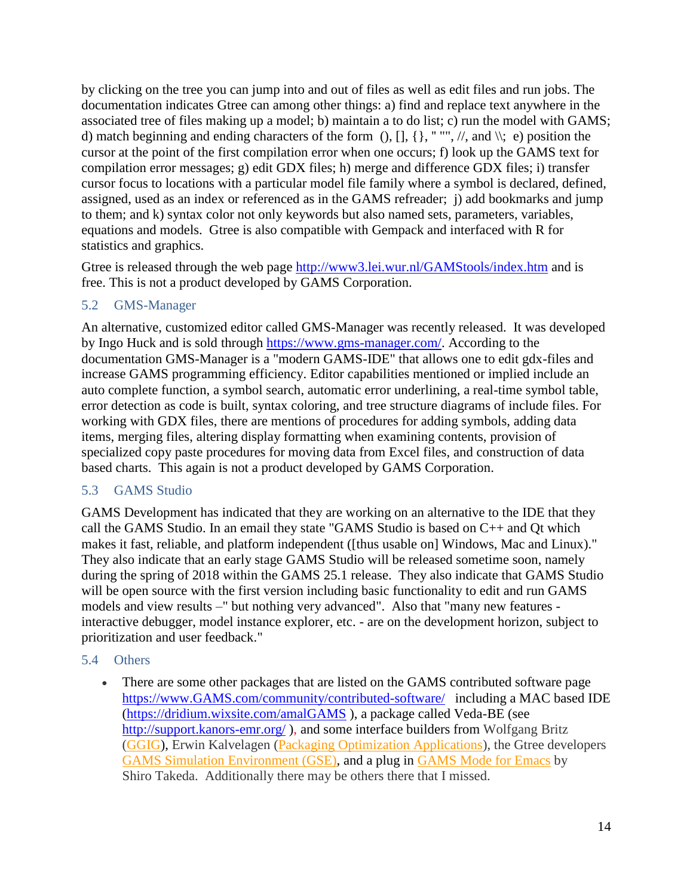by clicking on the tree you can jump into and out of files as well as edit files and run jobs. The documentation indicates Gtree can among other things: a) find and replace text anywhere in the associated tree of files making up a model; b) maintain a to do list; c) run the model with GAMS; d) match beginning and ending characters of the form (), [], {}, " "", //, and \\; e) position the cursor at the point of the first compilation error when one occurs; f) look up the GAMS text for compilation error messages; g) edit GDX files; h) merge and difference GDX files; i) transfer cursor focus to locations with a particular model file family where a symbol is declared, defined, assigned, used as an index or referenced as in the GAMS refreader; j) add bookmarks and jump to them; and k) syntax color not only keywords but also named sets, parameters, variables, equations and models. Gtree is also compatible with Gempack and interfaced with R for statistics and graphics.

Gtree is released through the web page http://www3.lei.wur.nl/GAMStools/index.htm and is free. This is not a product developed by GAMS Corporation.

## 5.2 GMS-Manager

An alternative, customized editor called GMS-Manager was recently released. It was developed by Ingo Huck and is sold through https://www.gms-manager.com/. According to the documentation GMS-Manager is a "modern GAMS-IDE" that allows one to edit gdx-files and increase GAMS programming efficiency. Editor capabilities mentioned or implied include an auto complete function, a symbol search, automatic error underlining, a real-time symbol table, error detection as code is built, syntax coloring, and tree structure diagrams of include files. For working with GDX files, there are mentions of procedures for adding symbols, adding data items, merging files, altering display formatting when examining contents, provision of specialized copy paste procedures for moving data from Excel files, and construction of data based charts. This again is not a product developed by GAMS Corporation.

## 5.3 GAMS Studio

GAMS Development has indicated that they are working on an alternative to the IDE that they call the GAMS Studio. In an email they state "GAMS Studio is based on C++ and Qt which makes it fast, reliable, and platform independent ([thus usable on] Windows, Mac and Linux)." They also indicate that an early stage GAMS Studio will be released sometime soon, namely during the spring of 2018 within the GAMS 25.1 release. They also indicate that GAMS Studio will be open source with the first version including basic functionality to edit and run GAMS models and view results –" but nothing very advanced". Also that "many new features - interactive debugger, model instance explorer, etc. - are on the development horizon, subject to prioritization and user feedback."

## 5.4 Others

- There are some other packages that are listed on the GAMS contributed software page https://www.GAMS.com/community/contributed-software/ including a MAC based IDE (https://dridium.wixsite.com/amalGAMS ), a package called Veda-BE (see http://support.kanors-emr.org/ ), and some interface builders from Wolfgang Britz (GGIG), Erwin Kalvelagen (Packaging Optimization Applications), the Gtree developers GAMS Simulation Environment (GSE), and a plug in GAMS Mode for Emacs by Shiro Takeda. Additionally there may be others there that I missed.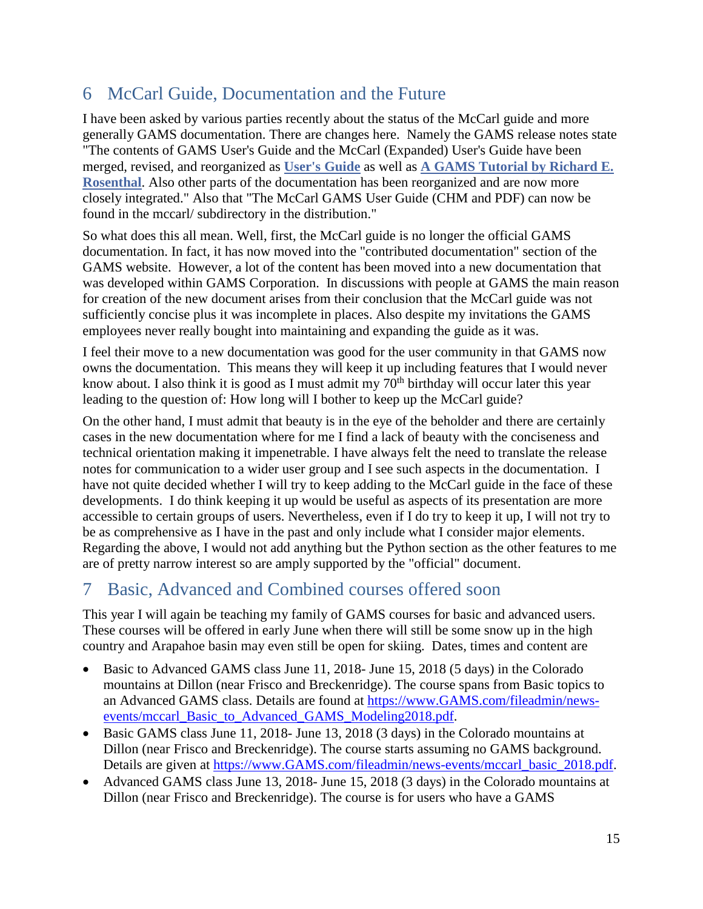## 6 McCarl Guide, Documentation and the Future

I have been asked by various parties recently about the status of the McCarl guide and more generally GAMS documentation. There are changes here. Namely the GAMS release notes state "The contents of GAMS User's Guide and the McCarl (Expanded) User's Guide have been merged, revised, and reorganized as **User's Guide** as well as **A GAMS Tutorial by Richard E. Rosenthal**. Also other parts of the documentation has been reorganized and are now more closely integrated." Also that "The McCarl GAMS User Guide (CHM and PDF) can now be found in the mccarl/ subdirectory in the distribution."

So what does this all mean. Well, first, the McCarl guide is no longer the official GAMS documentation. In fact, it has now moved into the "contributed documentation" section of the GAMS website. However, a lot of the content has been moved into a new documentation that was developed within GAMS Corporation. In discussions with people at GAMS the main reason for creation of the new document arises from their conclusion that the McCarl guide was not sufficiently concise plus it was incomplete in places. Also despite my invitations the GAMS employees never really bought into maintaining and expanding the guide as it was.

I feel their move to a new documentation was good for the user community in that GAMS now owns the documentation. This means they will keep it up including features that I would never know about. I also think it is good as I must admit my 70th birthday will occur later this year leading to the question of: How long will I bother to keep up the McCarl guide?

On the other hand, I must admit that beauty is in the eye of the beholder and there are certainly cases in the new documentation where for me I find a lack of beauty with the conciseness and technical orientation making it impenetrable. I have always felt the need to translate the release notes for communication to a wider user group and I see such aspects in the documentation. I have not quite decided whether I will try to keep adding to the McCarl guide in the face of these developments. I do think keeping it up would be useful as aspects of its presentation are more accessible to certain groups of users. Nevertheless, even if I do try to keep it up, I will not try to be as comprehensive as I have in the past and only include what I consider major elements. Regarding the above, I would not add anything but the Python section as the other features to me are of pretty narrow interest so are amply supported by the "official" document.

## 7 Basic, Advanced and Combined courses offered soon

This year I will again be teaching my family of GAMS courses for basic and advanced users. These courses will be offered in early June when there will still be some snow up in the high country and Arapahoe basin may even still be open for skiing. Dates, times and content are

- Basic to Advanced GAMS class June 11, 2018- June 15, 2018 (5 days) in the Colorado mountains at Dillon (near Frisco and Breckenridge). The course spans from Basic topics to an Advanced GAMS class. Details are found at https://www.GAMS.com/fileadmin/news-events/mccarl_Basic_to_Advanced_GAMS_Modeling2018.pdf.
- Basic GAMS class June 11, 2018- June 13, 2018 (3 days) in the Colorado mountains at Dillon (near Frisco and Breckenridge). The course starts assuming no GAMS background. Details are given at https://www.GAMS.com/fileadmin/news-events/mccarl_basic_2018.pdf.
- Advanced GAMS class June 13, 2018- June 15, 2018 (3 days) in the Colorado mountains at Dillon (near Frisco and Breckenridge). The course is for users who have a GAMS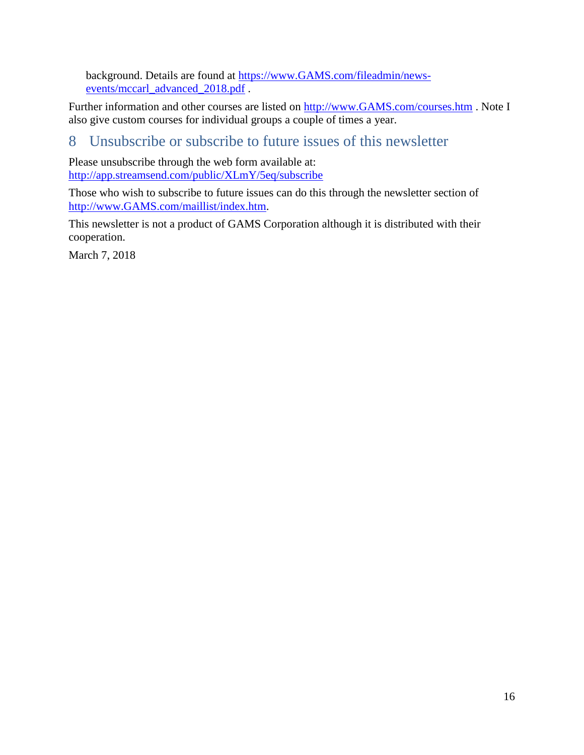background. Details are found at https://www.GAMS.com/fileadmin/news-events/mccarl_advanced_2018.pdf .

Further information and other courses are listed on http://www.GAMS.com/courses.htm . Note I also give custom courses for individual groups a couple of times a year.

# 8 Unsubscribe or subscribe to future issues of this newsletter

Please unsubscribe through the web form available at:
http://app.streamsend.com/public/XLmY/5eq/subscribe

Those who wish to subscribe to future issues can do this through the newsletter section of http://www.GAMS.com/maillist/index.htm.

This newsletter is not a product of GAMS Corporation although it is distributed with their cooperation.

March 7, 2018